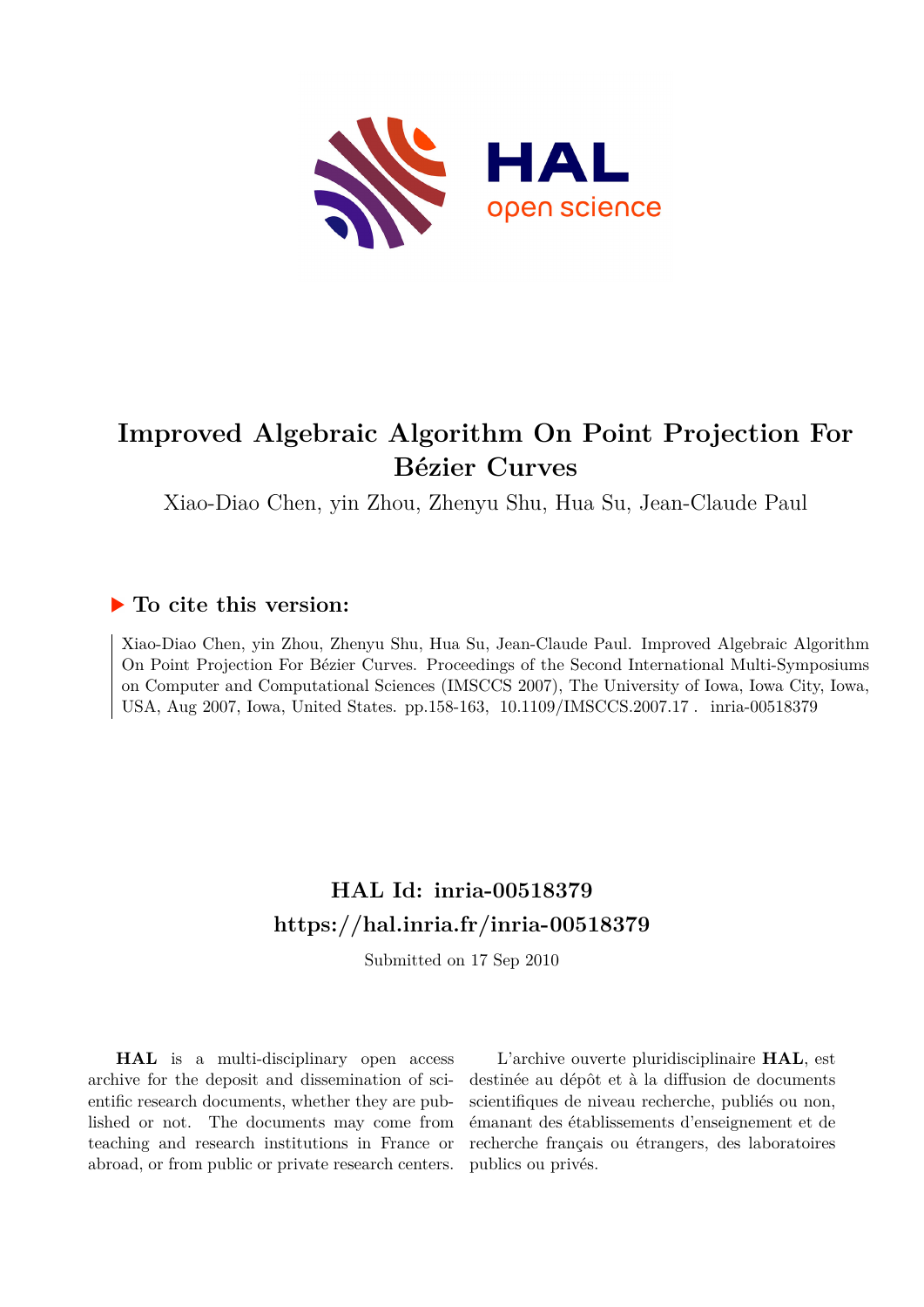# Improved Algebraic Algorithm On Point Projection For Bézier Curves

Xiao-Diao Chen, yin Zhou, Zhenyu Shu, Hua Su, Jean-Claude Paul

## ▶ To cite this version:

Xiao-Diao Chen, yin Zhou, Zhenyu Shu, Hua Su, Jean-Claude Paul. Improved Algebraic Algorithm On Point Projection For Bézier Curves. Proceedings of the Second International Multi-Symposiums on Computer and Computational Sciences (IMSCCS 2007), The University of Iowa, Iowa City, Iowa, USA, Aug 2007, Iowa, United States. pp.158-163, 10.1109/IMSCCS.2007.17 . inria-00518379

## HAL Id: inria-00518379
## https://hal.inria.fr/inria-00518379

Submitted on 17 Sep 2010

**HAL** is a multi-disciplinary open access archive for the deposit and dissemination of scientific research documents, whether they are published or not. The documents may come from teaching and research institutions in France or abroad, or from public or private research centers.

L'archive ouverte pluridisciplinaire **HAL**, est destinée au dépôt et à la diffusion de documents scientifiques de niveau recherche, publiés ou non, émanant des établissements d'enseignement et de recherche français ou étrangers, des laboratoires publics ou privés.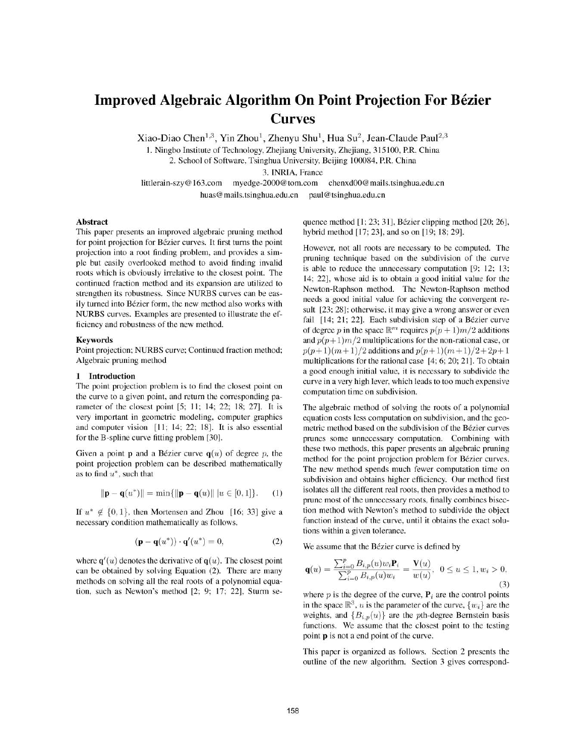# Improved Algebraic Algorithm On Point Projection For Bézier Curves

Xiao-Diao Chen[1,3], Yin Zhou[1], Zhenyu Shu[1], Hua Su[2], Jean-Claude Paul[2,3]

1. Ningbo Institute of Technology, Zhejiang University, Zhejiang, 315100, P.R. China
2. School of Software, Tsinghua University, Beijing 100084, P.R. China
3. INRIA, France

littlerain-szy@163.com myedge-2000@tom.com chenxd00@mails.tsinghua.edu.cn
huas@mails.tsinghua.edu.cn paul@tsinghua.edu.cn

### Abstract

This paper presents an improved algebraic pruning method for point projection for Bézier curves. It first turns the point projection into a root finding problem, and provides a simple but easily overlooked method to avoid finding invalid roots which is obviously irrelative to the closest point. The continued fraction method and its expansion are utilized to strengthen its robustness. Since NURBS curves can be easily turned into Bézier form, the new method also works with NURBS curves. Examples are presented to illustrate the efficiency and robustness of the new method.

### Keywords

Point projection; NURBS curve; Continued fraction method; Algebraic pruning method

## 1 Introduction

The point projection problem is to find the closest point on the curve to a given point, and return the corresponding parameter of the closest point [5; 11; 14; 22; 18; 27]. It is very important in geometric modeling, computer graphics and computer vision [11; 14; 22; 18]. It is also essential for the B-spline curve fitting problem [30].

Given a point $\mathbf{p}$ and a Bézier curve $\mathbf{q}(u)$ of degree $p$, the point projection problem can be described mathematically as to find $u^*$, such that

$$\|\mathbf{p}-\mathbf{q}(u^*)\| = \min\{\|\mathbf{p}-\mathbf{q}(u)\| \mid u \in [0,1]\}. \tag{1}$$

If $u^* \notin \{0,1\}$, then Mortensen and Zhou [16; 33] give a necessary condition mathematically as follows,

$$(\mathbf{p}-\mathbf{q}(u^*)) \cdot \mathbf{q}'(u^*) = 0, \tag{2}$$

where $\mathbf{q}'(u)$ denotes the derivative of $\mathbf{q}(u)$. The closest point can be obtained by solving Equation (2). There are many methods on solving all the real roots of a polynomial equation, such as Newton's method [2; 9; 17; 22], Sturm sequence method [1; 23; 31], Bézier clipping method [20; 26], hybrid method [17; 23], and so on [19; 18; 29].

However, not all roots are necessary to be computed. The pruning technique based on the subdivision of the curve is able to reduce the unnecessary computation [9; 12; 13; 14; 22], whose aid is to obtain a good initial value for the Newton-Raphson method. The Newton-Raphson method needs a good initial value for achieving the convergent result [23; 28]; otherwise, it may give a wrong answer or even fail [14; 21; 22]. Each subdivision step of a Bézier curve of degree $p$ in the space $\mathbb{R}^m$ requires $p(p+1)m/2$ additions and $p(p+1)m/2$ multiplications for the non-rational case, or $p(p+1)(m+1)/2$ additions and $p(p+1)(m+1)/2+2p+1$ multiplications for the rational case [4; 6; 20; 21]. To obtain a good enough initial value, it is necessary to subdivide the curve in a very high lever, which leads to too much expensive computation time on subdivision.

The algebraic method of solving the roots of a polynomial equation costs less computation on subdivision, and the geometric method based on the subdivision of the Bézier curves prunes some unnecessary computation. Combining with these two methods, this paper presents an algebraic pruning method for the point projection problem for Bézier curves. The new method spends much fewer computation time on subdivision and obtains higher efficiency. Our method first isolates all the different real roots, then provides a method to prune most of the unnecessary roots, finally combines bisection method with Newton's method to subdivide the object function instead of the curve, until it obtains the exact solutions within a given tolerance.

We assume that the Bézier curve is defined by

$$\mathbf{q}(u) = \frac{\sum_{i=0}^{p} B_{i,p}(u) w_i \mathbf{P}_i}{\sum_{i=0}^{p} B_{i,p}(u) w_i} = \frac{\mathbf{V}(u)}{w(u)},\ \ 0 \le u \le 1, w_i > 0, \tag{3}$$

where $p$ is the degree of the curve, $\mathbf{P}_i$ are the control points in the space $\mathbb{R}^3$, $u$ is the parameter of the curve, $\{w_i\}$ are the weights, and $\{B_{i,p}(u)\}$ are the $p$th-degree Bernstein basis functions. We assume that the closest point to the testing point $\mathbf{p}$ is not a end point of the curve.

This paper is organized as follows. Section 2 presents the outline of the new algorithm. Section 3 gives correspond-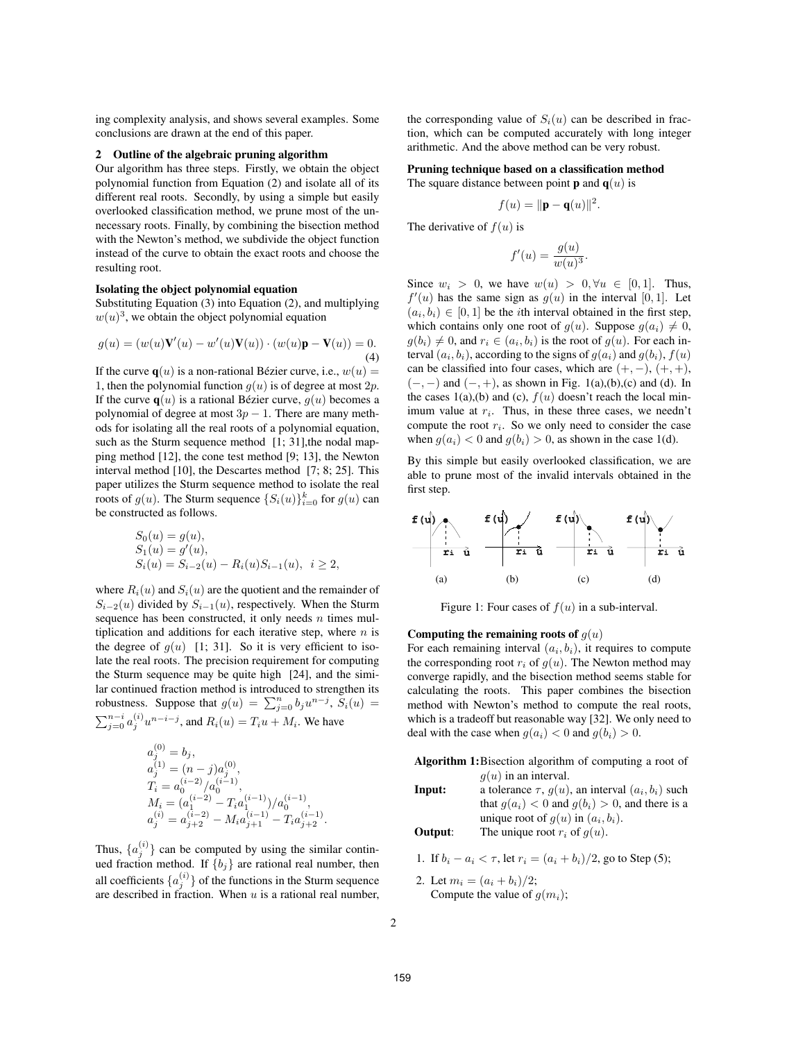ing complexity analysis, and shows several examples. Some conclusions are drawn at the end of this paper.

## 2 Outline of the algebraic pruning algorithm

Our algorithm has three steps. Firstly, we obtain the object polynomial function from Equation (2) and isolate all of its different real roots. Secondly, by using a simple but easily overlooked classification method, we prune most of the unnecessary roots. Finally, by combining the bisection method with the Newton's method, we subdivide the object function instead of the curve to obtain the exact roots and choose the resulting root.

**Isolating the object polynomial equation**

Substituting Equation (3) into Equation (2), and multiplying $w(u)^3$, we obtain the object polynomial equation

$$g(u) = (w(u)\mathbf{V}'(u) - w'(u)\mathbf{V}(u)) \cdot (w(u)\mathbf{p} - \mathbf{V}(u)) = 0. \tag{4}$$

If the curve $\mathbf{q}(u)$ is a non-rational Bézier curve, i.e., $w(u) = 1$, then the polynomial function $g(u)$ is of degree at most $2p$. If the curve $\mathbf{q}(u)$ is a rational Bézier curve, $g(u)$ becomes a polynomial of degree at most $3p - 1$. There are many methods for isolating all the real roots of a polynomial equation, such as the Sturm sequence method [1; 31],the nodal mapping method [12], the cone test method [9; 13], the Newton interval method [10], the Descartes method [7; 8; 25]. This paper utilizes the Sturm sequence method to isolate the real roots of $g(u)$. The Sturm sequence $\{S_i(u)\}_{i=0}^{k}$ for $g(u)$ can be constructed as follows.

$$\begin{aligned}
&S_0(u) = g(u),\\
&S_1(u) = g'(u),\\
&S_i(u) = S_{i-2}(u) - R_i(u)S_{i-1}(u), \ \ i \geq 2,
\end{aligned}$$

where $R_i(u)$ and $S_i(u)$ are the quotient and the remainder of $S_{i-2}(u)$ divided by $S_{i-1}(u)$, respectively. When the Sturm sequence has been constructed, it only needs $n$ times multiplication and additions for each iterative step, where $n$ is the degree of $g(u)$ [1; 31]. So it is very efficient to isolate the real roots. The precision requirement for computing the Sturm sequence may be quite high [24], and the similar continued fraction method is introduced to strengthen its robustness. Suppose that $g(u) = \sum_{j=0}^{n} b_j u^{n-j}$, $S_i(u) = \sum_{j=0}^{n-i} a_j^{(i)} u^{n-i-j}$, and $R_i(u) = T_i u + M_i$. We have

$$\begin{aligned}
&a_j^{(0)} = b_j,\\
&a_j^{(1)} = (n-j)a_j^{(0)},\\
&T_i = a_0^{(i-2)}/a_0^{(i-1)},\\
&M_i = (a_1^{(i-2)} - T_i a_1^{(i-1)})/a_0^{(i-1)},\\
&a_j^{(i)} = a_{j+2}^{(i-2)} - M_i a_{j+1}^{(i-1)} - T_i a_{j+2}^{(i-1)}.
\end{aligned}$$

Thus, $\{a_j^{(i)}\}$ can be computed by using the similar continued fraction method. If $\{b_j\}$ are rational real number, then all coefficients $\{a_j^{(i)}\}$ of the functions in the Sturm sequence are described in fraction. When $u$ is a rational real number, the corresponding value of $S_i(u)$ can be described in fraction, which can be computed accurately with long integer arithmetic. And the above method can be very robust.

**Pruning technique based on a classification method**

The square distance between point $\mathbf{p}$ and $\mathbf{q}(u)$ is

$$f(u) = \|\mathbf{p} - \mathbf{q}(u)\|^2.$$

The derivative of $f(u)$ is

$$f'(u) = \frac{g(u)}{w(u)^3}.$$

Since $w_i > 0$, we have $w(u) > 0, \forall u \in [0, 1]$. Thus, $f'(u)$ has the same sign as $g(u)$ in the interval $[0, 1]$. Let $(a_i, b_i) \in [0, 1]$ be the $i$th interval obtained in the first step, which contains only one root of $g(u)$. Suppose $g(a_i) \neq 0$, $g(b_i) \neq 0$, and $r_i \in (a_i, b_i)$ is the root of $g(u)$. For each interval $(a_i, b_i)$, according to the signs of $g(a_i)$ and $g(b_i)$, $f(u)$ can be classified into four cases, which are $(+, -)$, $(+, +)$, $(-, -)$ and $(-, +)$, as shown in Fig. 1(a),(b),(c) and (d). In the cases 1(a),(b) and (c), $f(u)$ doesn't reach the local minimum value at $r_i$. Thus, in these three cases, we needn't compute the root $r_i$. So we only need to consider the case when $g(a_i) < 0$ and $g(b_i) > 0$, as shown in the case 1(d).

By this simple but easily overlooked classification, we are able to prune most of the invalid intervals obtained in the first step.

(a) (b) (c) (d)

Figure 1: Four cases of $f(u)$ in a sub-interval.

**Computing the remaining roots of $g(u)$**

For each remaining interval $(a_i, b_i)$, it requires to compute the corresponding root $r_i$ of $g(u)$. The Newton method may converge rapidly, and the bisection method seems stable for calculating the roots. This paper combines the bisection method with Newton's method to compute the real roots, which is a tradeoff but reasonable way [32]. We only need to deal with the case when $g(a_i) < 0$ and $g(b_i) > 0$.

**Algorithm 1:** Bisection algorithm of computing a root of $g(u)$ in an interval.

**Input:** a tolerance $\tau$, $g(u)$, an interval $(a_i, b_i)$ such that $g(a_i) < 0$ and $g(b_i) > 0$, and there is a unique root of $g(u)$ in $(a_i, b_i)$.

**Output**: The unique root $r_i$ of $g(u)$.

1. If $b_i - a_i < \tau$, let $r_i = (a_i + b_i)/2$, go to Step (5);
2. Let $m_i = (a_i + b_i)/2$;
   Compute the value of $g(m_i)$;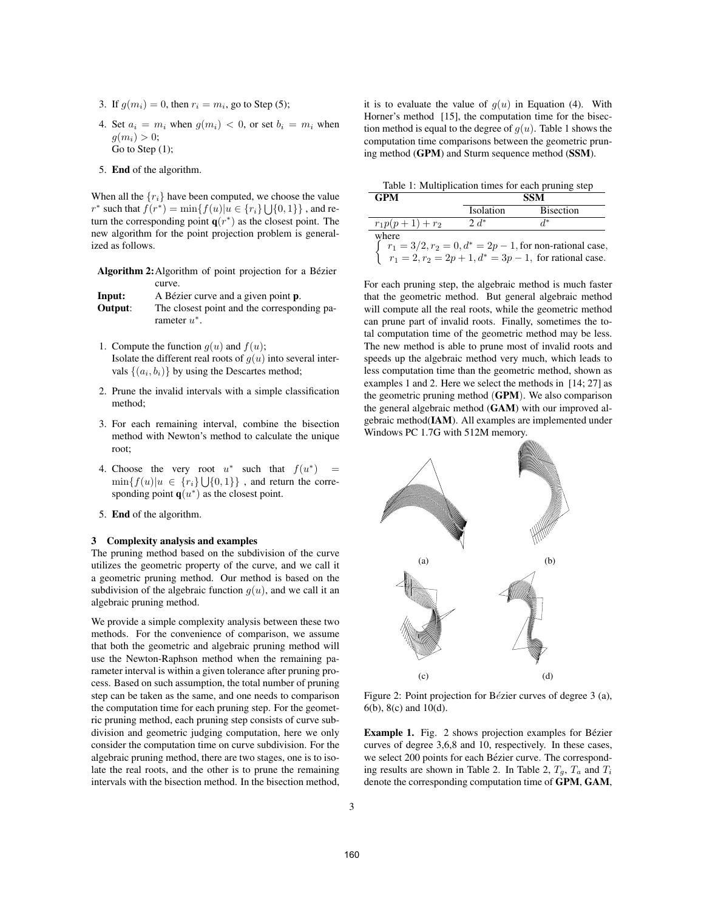3. If $g(m_i) = 0$, then $r_i = m_i$, go to Step (5);

4. Set $a_i = m_i$ when $g(m_i) < 0$, or set $b_i = m_i$ when $g(m_i) > 0$;
   Go to Step (1);

5. **End** of the algorithm.

When all the $\{r_i\}$ have been computed, we choose the value $r^*$ such that $f(r^*) = \min\{f(u)|u \in \{r_i\} \bigcup\{0,1\}\}$ , and return the corresponding point $\mathbf{q}(r^*)$ as the closest point. The new algorithm for the point projection problem is generalized as follows.

**Algorithm 2:** Algorithm of point projection for a Bézier curve.
**Input:** A Bézier curve and a given point $\mathbf{p}$.
**Output**: The closest point and the corresponding parameter $u^*$.

1. Compute the function $g(u)$ and $f(u)$;
   Isolate the different real roots of $g(u)$ into several intervals $\{(a_i, b_i)\}$ by using the Descartes method;

2. Prune the invalid intervals with a simple classification method;

3. For each remaining interval, combine the bisection method with Newton's method to calculate the unique root;

4. Choose the very root $u^*$ such that $f(u^*) = \min\{f(u)|u \in \{r_i\} \bigcup\{0,1\}\}$ , and return the corresponding point $\mathbf{q}(u^*)$ as the closest point.

5. **End** of the algorithm.

### 3 Complexity analysis and examples

The pruning method based on the subdivision of the curve utilizes the geometric property of the curve, and we call it a geometric pruning method. Our method is based on the subdivision of the algebraic function $g(u)$, and we call it an algebraic pruning method.

We provide a simple complexity analysis between these two methods. For the convenience of comparison, we assume that both the geometric and algebraic pruning method will use the Newton-Raphson method when the remaining parameter interval is within a given tolerance after pruning process. Based on such assumption, the total number of pruning step can be taken as the same, and one needs to comparison the computation time for each pruning step. For the geometric pruning method, each pruning step consists of curve subdivision and geometric judging computation, here we only consider the computation time on curve subdivision. For the algebraic pruning method, there are two stages, one is to isolate the real roots, and the other is to prune the remaining intervals with the bisection method. In the bisection method, it is to evaluate the value of $g(u)$ in Equation (4). With Horner's method [15], the computation time for the bisection method is equal to the degree of $g(u)$. Table 1 shows the computation time comparisons between the geometric pruning method (**GPM**) and Sturm sequence method (**SSM**).

Table 1: Multiplication times for each pruning step

| **GPM** | **SSM** | |
|---|---|---|
| | Isolation | Bisection |
| $r_1 p(p+1) + r_2$ | $2\, d^*$ | $d^*$ |

where
$$\begin{cases} r_1 = 3/2, r_2 = 0, d^* = 2p-1, \text{for non-rational case,} \\ r_1 = 2, r_2 = 2p+1, d^* = 3p-1, \text{ for rational case.} \end{cases}$$

For each pruning step, the algebraic method is much faster that the geometric method. But general algebraic method will compute all the real roots, while the geometric method can prune part of invalid roots. Finally, sometimes the total computation time of the geometric method may be less. The new method is able to prune most of invalid roots and speeds up the algebraic method very much, which leads to less computation time than the geometric method, shown as examples 1 and 2. Here we select the methods in [14; 27] as the geometric pruning method (**GPM**). We also comparison the general algebraic method (**GAM**) with our improved algebraic method(**IAM**). All examples are implemented under Windows PC 1.7G with 512M memory.

(a) (b) (c) (d)

Figure 2: Point projection for Bézier curves of degree 3 (a), 6(b), 8(c) and 10(d).

**Example 1.** Fig. 2 shows projection examples for Bézier curves of degree 3,6,8 and 10, respectively. In these cases, we select 200 points for each Bézier curve. The corresponding results are shown in Table 2. In Table 2, $T_g$, $T_a$ and $T_i$ denote the corresponding computation time of **GPM**, **GAM**,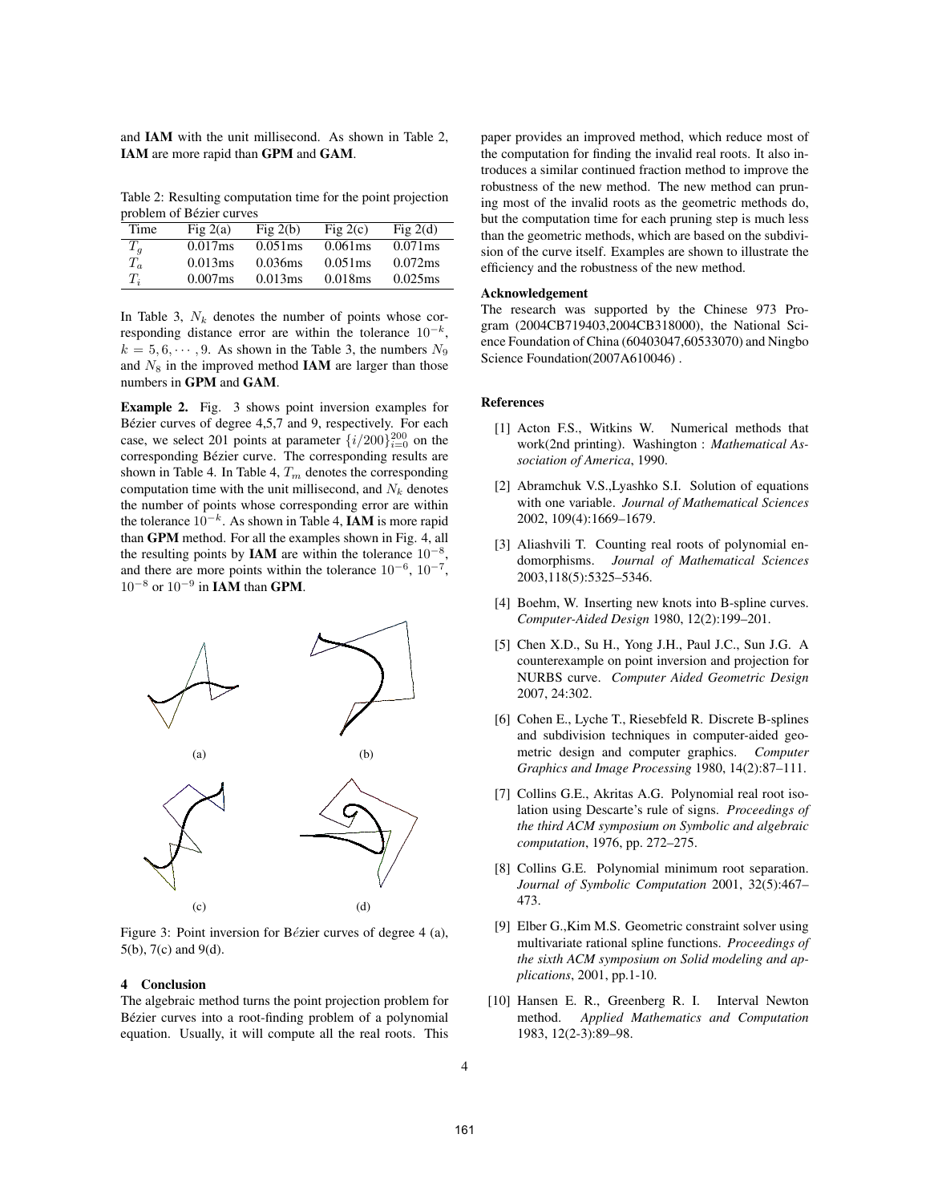and **IAM** with the unit millisecond. As shown in Table 2, **IAM** are more rapid than **GPM** and **GAM**.

Table 2: Resulting computation time for the point projection problem of Bézier curves

| Time | Fig 2(a) | Fig 2(b) | Fig 2(c) | Fig 2(d) |
|---|---|---|---|---|
| $T_g$ | 0.017ms | 0.051ms | 0.061ms | 0.071ms |
| $T_a$ | 0.013ms | 0.036ms | 0.051ms | 0.072ms |
| $T_i$ | 0.007ms | 0.013ms | 0.018ms | 0.025ms |

In Table 3, $N_k$ denotes the number of points whose corresponding distance error are within the tolerance $10^{-k}$, $k = 5, 6, \cdots, 9$. As shown in the Table 3, the numbers $N_9$ and $N_8$ in the improved method **IAM** are larger than those numbers in **GPM** and **GAM**.

**Example 2.** Fig. 3 shows point inversion examples for Bézier curves of degree 4,5,7 and 9, respectively. For each case, we select 201 points at parameter $\{i/200\}_{i=0}^{200}$ on the corresponding Bézier curve. The corresponding results are shown in Table 4. In Table 4, $T_m$ denotes the corresponding computation time with the unit millisecond, and $N_k$ denotes the number of points whose corresponding error are within the tolerance $10^{-k}$. As shown in Table 4, **IAM** is more rapid than **GPM** method. For all the examples shown in Fig. 4, all the resulting points by **IAM** are within the tolerance $10^{-8}$, and there are more points within the tolerance $10^{-6}$, $10^{-7}$, $10^{-8}$ or $10^{-9}$ in **IAM** than **GPM**.

(a) (b)

(c) (d)

Figure 3: Point inversion for Bézier curves of degree 4 (a), 5(b), 7(c) and 9(d).

## 4 Conclusion

The algebraic method turns the point projection problem for Bézier curves into a root-finding problem of a polynomial equation. Usually, it will compute all the real roots. This paper provides an improved method, which reduce most of the computation for finding the invalid real roots. It also introduces a similar continued fraction method to improve the robustness of the new method. The new method can pruning most of the invalid roots as the geometric methods do, but the computation time for each pruning step is much less than the geometric methods, which are based on the subdivision of the curve itself. Examples are shown to illustrate the efficiency and the robustness of the new method.

### Acknowledgement

The research was supported by the Chinese 973 Program (2004CB719403,2004CB318000), the National Science Foundation of China (60403047,60533070) and Ningbo Science Foundation(2007A610046) .

### References

[1] Acton F.S., Witkins W. Numerical methods that work(2nd printing). Washington : *Mathematical Association of America*, 1990.

[2] Abramchuk V.S.,Lyashko S.I. Solution of equations with one variable. *Journal of Mathematical Sciences* 2002, 109(4):1669–1679.

[3] Aliashvili T. Counting real roots of polynomial endomorphisms. *Journal of Mathematical Sciences* 2003,118(5):5325–5346.

[4] Boehm, W. Inserting new knots into B-spline curves. *Computer-Aided Design* 1980, 12(2):199–201.

[5] Chen X.D., Su H., Yong J.H., Paul J.C., Sun J.G. A counterexample on point inversion and projection for NURBS curve. *Computer Aided Geometric Design* 2007, 24:302.

[6] Cohen E., Lyche T., Riesebfeld R. Discrete B-splines and subdivision techniques in computer-aided geometric design and computer graphics. *Computer Graphics and Image Processing* 1980, 14(2):87–111.

[7] Collins G.E., Akritas A.G. Polynomial real root isolation using Descarte's rule of signs. *Proceedings of the third ACM symposium on Symbolic and algebraic computation*, 1976, pp. 272–275.

[8] Collins G.E. Polynomial minimum root separation. *Journal of Symbolic Computation* 2001, 32(5):467–473.

[9] Elber G.,Kim M.S. Geometric constraint solver using multivariate rational spline functions. *Proceedings of the sixth ACM symposium on Solid modeling and applications*, 2001, pp.1-10.

[10] Hansen E. R., Greenberg R. I. Interval Newton method. *Applied Mathematics and Computation* 1983, 12(2-3):89–98.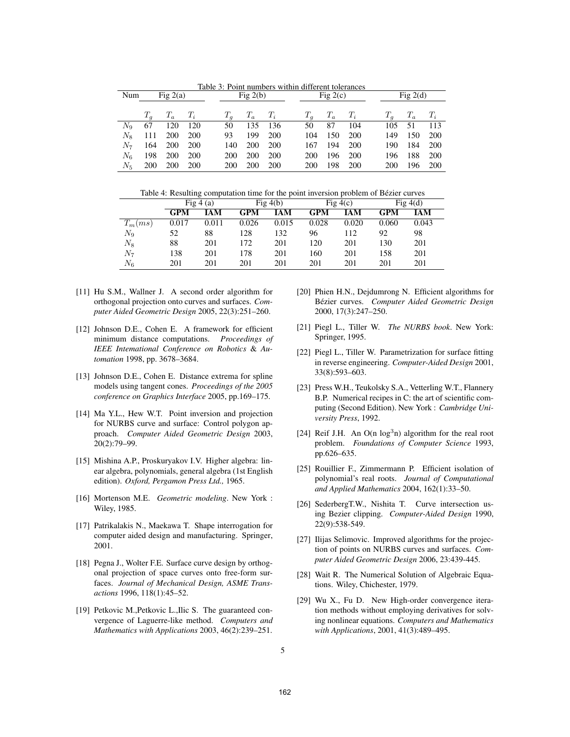Table 3: Point numbers within different tolerances

| Num | Fig 2(a) | | | Fig 2(b) | | | Fig 2(c) | | | Fig 2(d) | | |
|---|---|---|---|---|---|---|---|---|---|---|---|---|
| | $T_g$ | $T_a$ | $T_i$ | $T_g$ | $T_a$ | $T_i$ | $T_g$ | $T_a$ | $T_i$ | $T_g$ | $T_a$ | $T_i$ |
| $N_9$ | 67 | 120 | 120 | 50 | 135 | 136 | 50 | 87 | 104 | 105 | 51 | 113 |
| $N_8$ | 111 | 200 | 200 | 93 | 199 | 200 | 104 | 150 | 200 | 149 | 150 | 200 |
| $N_7$ | 164 | 200 | 200 | 140 | 200 | 200 | 167 | 194 | 200 | 190 | 184 | 200 |
| $N_6$ | 198 | 200 | 200 | 200 | 200 | 200 | 200 | 196 | 200 | 196 | 188 | 200 |
| $N_5$ | 200 | 200 | 200 | 200 | 200 | 200 | 200 | 198 | 200 | 200 | 196 | 200 |

Table 4: Resulting computation time for the point inversion problem of Bézier curves

| | Fig 4 (a) | | Fig 4(b) | | Fig 4(c) | | Fig 4(d) | |
|---|---|---|---|---|---|---|---|---|
| | **GPM** | **IAM** | **GPM** | **IAM** | **GPM** | **IAM** | **GPM** | **IAM** |
| $T_m(ms)$ | 0.017 | 0.011 | 0.026 | 0.015 | 0.028 | 0.020 | 0.060 | 0.043 |
| $N_9$ | 52 | 88 | 128 | 132 | 96 | 112 | 92 | 98 |
| $N_8$ | 88 | 201 | 172 | 201 | 120 | 201 | 130 | 201 |
| $N_7$ | 138 | 201 | 178 | 201 | 160 | 201 | 158 | 201 |
| $N_6$ | 201 | 201 | 201 | 201 | 201 | 201 | 201 | 201 |

[11] Hu S.M., Wallner J. A second order algorithm for orthogonal projection onto curves and surfaces. *Computer Aided Geometric Design* 2005, 22(3):251–260.

[12] Johnson D.E., Cohen E. A framework for efficient minimum distance computations. *Proceedings of IEEE Intemational Conference on Robotics & Automation* 1998, pp. 3678–3684.

[13] Johnson D.E., Cohen E. Distance extrema for spline models using tangent cones. *Proceedings of the 2005 conference on Graphics Interface* 2005, pp.169–175.

[14] Ma Y.L., Hew W.T. Point inversion and projection for NURBS curve and surface: Control polygon approach. *Computer Aided Geometric Design* 2003, 20(2):79–99.

[15] Mishina A.P., Proskuryakov I.V. Higher algebra: linear algebra, polynomials, general algebra (1st English edition). *Oxford, Pergamon Press Ltd.,* 1965.

[16] Mortenson M.E. *Geometric modeling*. New York : Wiley, 1985.

[17] Patrikalakis N., Maekawa T. Shape interrogation for computer aided design and manufacturing. Springer, 2001.

[18] Pegna J., Wolter F.E. Surface curve design by orthogonal projection of space curves onto free-form surfaces. *Journal of Mechanical Design, ASME Transactions* 1996, 118(1):45–52.

[19] Petkovic M.,Petkovic L.,Ilic S. The guaranteed convergence of Laguerre-like method. *Computers and Mathematics with Applications* 2003, 46(2):239–251.

[20] Phien H.N., Dejdumrong N. Efficient algorithms for Bézier curves. *Computer Aided Geometric Design* 2000, 17(3):247–250.

[21] Piegl L., Tiller W. *The NURBS book*. New York: Springer, 1995.

[22] Piegl L., Tiller W. Parametrization for surface fitting in reverse engineering. *Computer-Aided Design* 2001, 33(8):593–603.

[23] Press W.H., Teukolsky S.A., Vetterling W.T., Flannery B.P. Numerical recipes in C: the art of scientific computing (Second Edition). New York : *Cambridge University Press*, 1992.

[24] Reif J.H. An O(n $\log^3$n) algorithm for the real root problem. *Foundations of Computer Science* 1993, pp.626–635.

[25] Rouillier F., Zimmermann P. Efficient isolation of polynomial's real roots. *Journal of Computational and Applied Mathematics* 2004, 162(1):33–50.

[26] SederbergT.W., Nishita T. Curve intersection using Bezier clipping. *Computer-Aided Design* 1990, 22(9):538-549.

[27] Ilijas Selimovic. Improved algorithms for the projection of points on NURBS curves and surfaces. *Computer Aided Geometric Design* 2006, 23:439-445.

[28] Wait R. The Numerical Solution of Algebraic Equations. Wiley, Chichester, 1979.

[29] Wu X., Fu D. New High-order convergence iteration methods without employing derivatives for solving nonlinear equations. *Computers and Mathematics with Applications*, 2001, 41(3):489–495.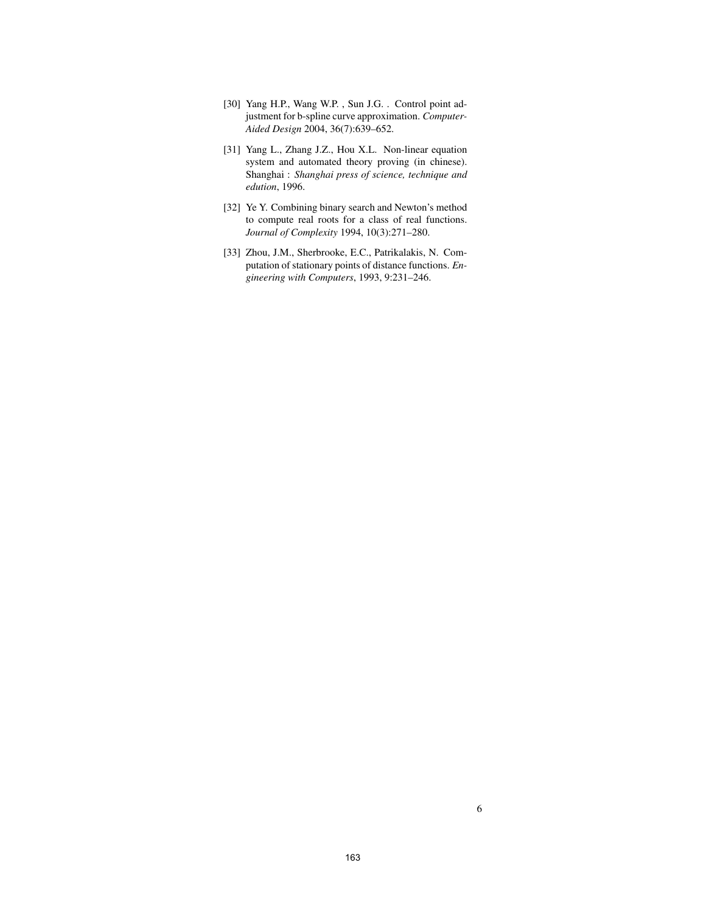[30] Yang H.P., Wang W.P. , Sun J.G. . Control point adjustment for b-spline curve approximation. *Computer-Aided Design* 2004, 36(7):639–652.

[31] Yang L., Zhang J.Z., Hou X.L. Non-linear equation system and automated theory proving (in chinese). Shanghai : *Shanghai press of science, technique and edution*, 1996.

[32] Ye Y. Combining binary search and Newton's method to compute real roots for a class of real functions. *Journal of Complexity* 1994, 10(3):271–280.

[33] Zhou, J.M., Sherbrooke, E.C., Patrikalakis, N. Computation of stationary points of distance functions. *Engineering with Computers*, 1993, 9:231–246.